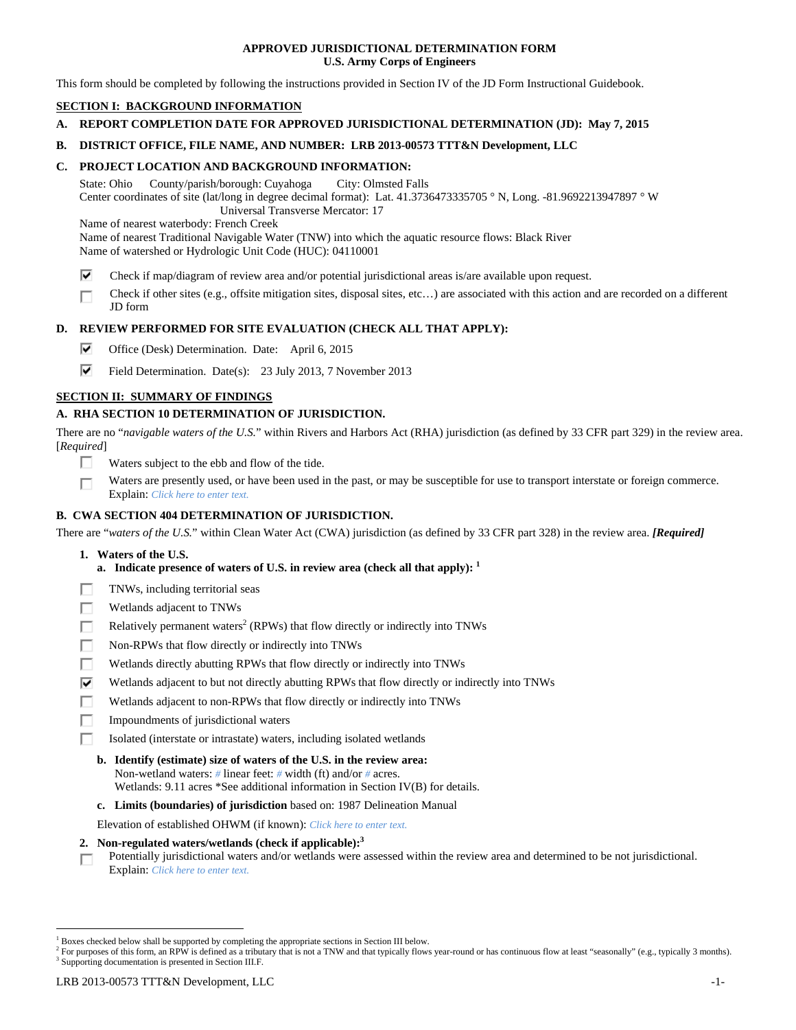**APPROVED JURISDICTIONAL DETERMINATION FORM**
**U.S. Army Corps of Engineers**

This form should be completed by following the instructions provided in Section IV of the JD Form Instructional Guidebook.

**SECTION I: BACKGROUND INFORMATION**

**A. REPORT COMPLETION DATE FOR APPROVED JURISDICTIONAL DETERMINATION (JD): May 7, 2015**

**B. DISTRICT OFFICE, FILE NAME, AND NUMBER: LRB 2013-00573 TTT&N Development, LLC**

**C. PROJECT LOCATION AND BACKGROUND INFORMATION:**

State: Ohio County/parish/borough: Cuyahoga City: Olmsted Falls
Center coordinates of site (lat/long in degree decimal format): Lat. 41.3736473335705 ° N, Long. -81.9692213947897 ° W
Universal Transverse Mercator: 17
Name of nearest waterbody: French Creek
Name of nearest Traditional Navigable Water (TNW) into which the aquatic resource flows: Black River
Name of watershed or Hydrologic Unit Code (HUC): 04110001

☑ Check if map/diagram of review area and/or potential jurisdictional areas is/are available upon request.

☐ Check if other sites (e.g., offsite mitigation sites, disposal sites, etc…) are associated with this action and are recorded on a different JD form

**D. REVIEW PERFORMED FOR SITE EVALUATION (CHECK ALL THAT APPLY):**

☑ Office (Desk) Determination. Date: April 6, 2015

☑ Field Determination. Date(s): 23 July 2013, 7 November 2013

**SECTION II: SUMMARY OF FINDINGS**

**A. RHA SECTION 10 DETERMINATION OF JURISDICTION.**

There are no "*navigable waters of the U.S.*" within Rivers and Harbors Act (RHA) jurisdiction (as defined by 33 CFR part 329) in the review area. [*Required*]

☐ Waters subject to the ebb and flow of the tide.

☐ Waters are presently used, or have been used in the past, or may be susceptible for use to transport interstate or foreign commerce. Explain: *Click here to enter text.*

**B. CWA SECTION 404 DETERMINATION OF JURISDICTION.**

There are "*waters of the U.S.*" within Clean Water Act (CWA) jurisdiction (as defined by 33 CFR part 328) in the review area. ***[Required]***

1. **Waters of the U.S.**
   a. **Indicate presence of waters of U.S. in review area (check all that apply):** [1]

☐ TNWs, including territorial seas
☐ Wetlands adjacent to TNWs
☐ Relatively permanent waters[2] (RPWs) that flow directly or indirectly into TNWs
☐ Non-RPWs that flow directly or indirectly into TNWs
☐ Wetlands directly abutting RPWs that flow directly or indirectly into TNWs
☑ Wetlands adjacent to but not directly abutting RPWs that flow directly or indirectly into TNWs
☐ Wetlands adjacent to non-RPWs that flow directly or indirectly into TNWs
☐ Impoundments of jurisdictional waters
☐ Isolated (interstate or intrastate) waters, including isolated wetlands

   b. **Identify (estimate) size of waters of the U.S. in the review area:**
   Non-wetland waters: *#* linear feet: *#* width (ft) and/or *#* acres.
   Wetlands: 9.11 acres *See additional information in Section IV(B) for details.

   c. **Limits (boundaries) of jurisdiction** based on: 1987 Delineation Manual

   Elevation of established OHWM (if known): *Click here to enter text.*

2. **Non-regulated waters/wetlands (check if applicable):**[3]

☐ Potentially jurisdictional waters and/or wetlands were assessed within the review area and determined to be not jurisdictional. Explain: *Click here to enter text.*

---

[1] Boxes checked below shall be supported by completing the appropriate sections in Section III below.
[2] For purposes of this form, an RPW is defined as a tributary that is not a TNW and that typically flows year-round or has continuous flow at least "seasonally" (e.g., typically 3 months).
[3] Supporting documentation is presented in Section III.F.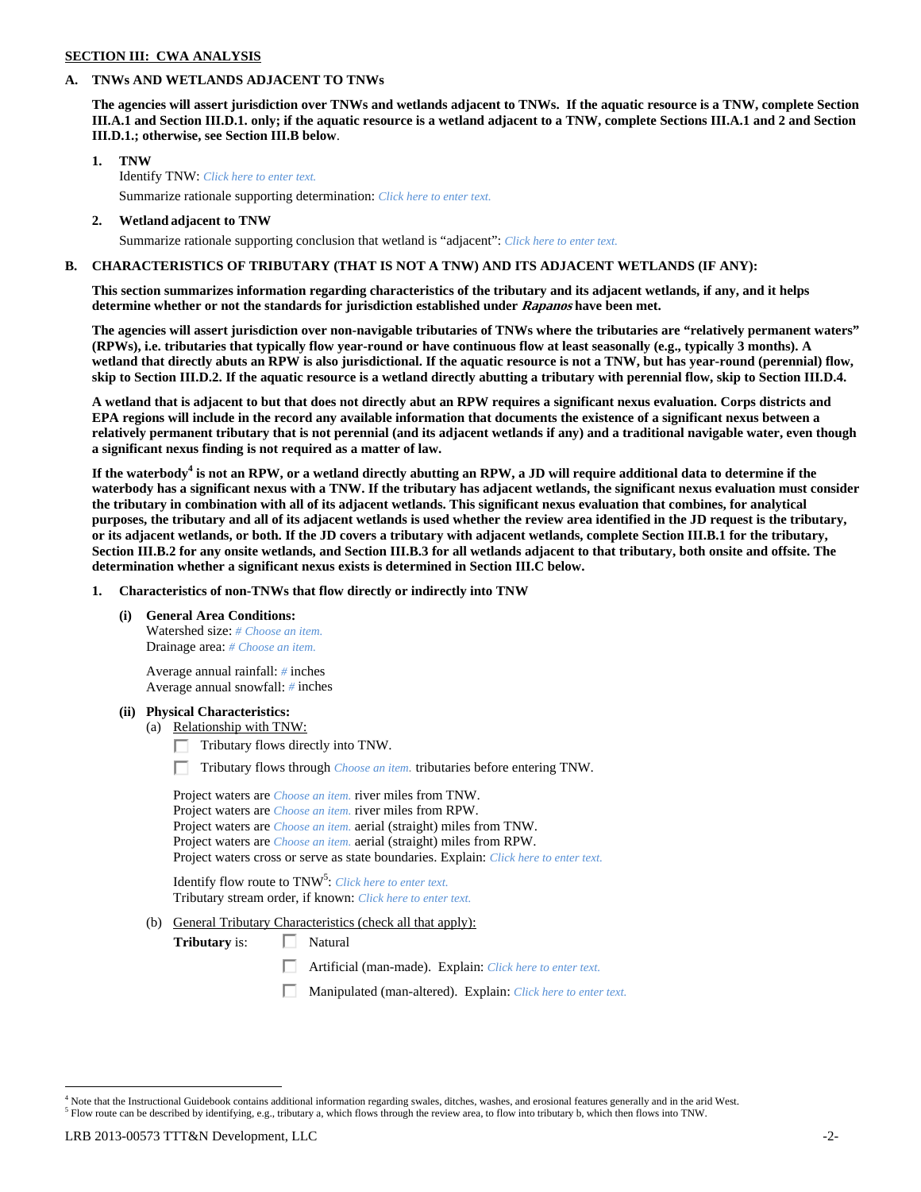**SECTION III: CWA ANALYSIS**

**A. TNWs AND WETLANDS ADJACENT TO TNWs**

**The agencies will assert jurisdiction over TNWs and wetlands adjacent to TNWs. If the aquatic resource is a TNW, complete Section III.A.1 and Section III.D.1. only; if the aquatic resource is a wetland adjacent to a TNW, complete Sections III.A.1 and 2 and Section III.D.1.; otherwise, see Section III.B below**.

**1. TNW**

Identify TNW: *Click here to enter text.*

Summarize rationale supporting determination: *Click here to enter text.*

**2. Wetland adjacent to TNW**

Summarize rationale supporting conclusion that wetland is "adjacent": *Click here to enter text.*

**B. CHARACTERISTICS OF TRIBUTARY (THAT IS NOT A TNW) AND ITS ADJACENT WETLANDS (IF ANY):**

**This section summarizes information regarding characteristics of the tributary and its adjacent wetlands, if any, and it helps determine whether or not the standards for jurisdiction established under *Rapanos* have been met.**

**The agencies will assert jurisdiction over non-navigable tributaries of TNWs where the tributaries are "relatively permanent waters" (RPWs), i.e. tributaries that typically flow year-round or have continuous flow at least seasonally (e.g., typically 3 months). A wetland that directly abuts an RPW is also jurisdictional. If the aquatic resource is not a TNW, but has year-round (perennial) flow, skip to Section III.D.2. If the aquatic resource is a wetland directly abutting a tributary with perennial flow, skip to Section III.D.4.**

**A wetland that is adjacent to but that does not directly abut an RPW requires a significant nexus evaluation. Corps districts and EPA regions will include in the record any available information that documents the existence of a significant nexus between a relatively permanent tributary that is not perennial (and its adjacent wetlands if any) and a traditional navigable water, even though a significant nexus finding is not required as a matter of law.**

**If the waterbody[4] is not an RPW, or a wetland directly abutting an RPW, a JD will require additional data to determine if the waterbody has a significant nexus with a TNW. If the tributary has adjacent wetlands, the significant nexus evaluation must consider the tributary in combination with all of its adjacent wetlands. This significant nexus evaluation that combines, for analytical purposes, the tributary and all of its adjacent wetlands is used whether the review area identified in the JD request is the tributary, or its adjacent wetlands, or both. If the JD covers a tributary with adjacent wetlands, complete Section III.B.1 for the tributary, Section III.B.2 for any onsite wetlands, and Section III.B.3 for all wetlands adjacent to that tributary, both onsite and offsite. The determination whether a significant nexus exists is determined in Section III.C below.**

**1. Characteristics of non-TNWs that flow directly or indirectly into TNW**

**(i) General Area Conditions:**

Watershed size: *# Choose an item.*
Drainage area: *# Choose an item.*

Average annual rainfall: *#* inches
Average annual snowfall: *#* inches

**(ii) Physical Characteristics:**

(a) Relationship with TNW:

☐ Tributary flows directly into TNW.

☐ Tributary flows through *Choose an item.* tributaries before entering TNW.

Project waters are *Choose an item.* river miles from TNW.
Project waters are *Choose an item.* river miles from RPW.
Project waters are *Choose an item.* aerial (straight) miles from TNW.
Project waters are *Choose an item.* aerial (straight) miles from RPW.
Project waters cross or serve as state boundaries. Explain: *Click here to enter text.*

Identify flow route to TNW[5]: *Click here to enter text.*
Tributary stream order, if known: *Click here to enter text.*

(b) General Tributary Characteristics (check all that apply):

**Tributary** is: ☐ Natural

☐ Artificial (man-made). Explain: *Click here to enter text.*

☐ Manipulated (man-altered). Explain: *Click here to enter text.*

---

[4] Note that the Instructional Guidebook contains additional information regarding swales, ditches, washes, and erosional features generally and in the arid West.
[5] Flow route can be described by identifying, e.g., tributary a, which flows through the review area, to flow into tributary b, which then flows into TNW.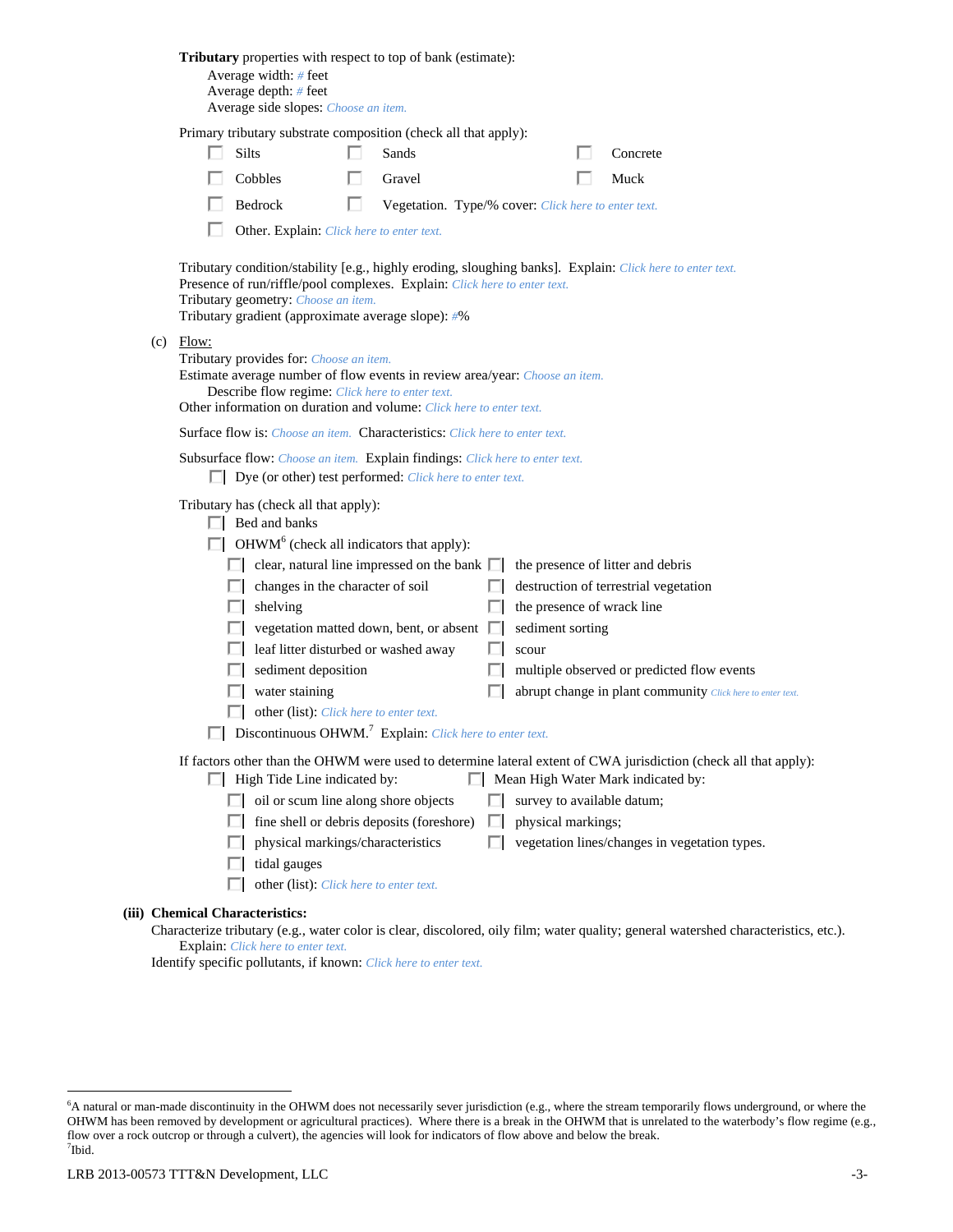**Tributary** properties with respect to top of bank (estimate):

Average width: # feet
Average depth: # feet
Average side slopes: Choose an item.

Primary tributary substrate composition (check all that apply):

- ☐ Silts ☐ Sands ☐ Concrete
- ☐ Cobbles ☐ Gravel ☐ Muck
- ☐ Bedrock ☐ Vegetation. Type/% cover: Click here to enter text.
- ☐ Other. Explain: Click here to enter text.

Tributary condition/stability [e.g., highly eroding, sloughing banks]. Explain: Click here to enter text.
Presence of run/riffle/pool complexes. Explain: Click here to enter text.
Tributary geometry: Choose an item.
Tributary gradient (approximate average slope): #%

(c) Flow:

Tributary provides for: Choose an item.
Estimate average number of flow events in review area/year: Choose an item.
Describe flow regime: Click here to enter text.
Other information on duration and volume: Click here to enter text.

Surface flow is: Choose an item. Characteristics: Click here to enter text.

Subsurface flow: Choose an item. Explain findings: Click here to enter text.

- ☐ Dye (or other) test performed: Click here to enter text.

Tributary has (check all that apply):

- ☐ Bed and banks
- ☐ OHWM[6] (check all indicators that apply):
  - ☐ clear, natural line impressed on the bank
  - ☐ changes in the character of soil
  - ☐ shelving
  - ☐ vegetation matted down, bent, or absent
  - ☐ leaf litter disturbed or washed away
  - ☐ sediment deposition
  - ☐ water staining
  - ☐ other (list): Click here to enter text.
  - ☐ the presence of litter and debris
  - ☐ destruction of terrestrial vegetation
  - ☐ the presence of wrack line
  - ☐ sediment sorting
  - ☐ scour
  - ☐ multiple observed or predicted flow events
  - ☐ abrupt change in plant community Click here to enter text.
- ☐ Discontinuous OHWM.[7] Explain: Click here to enter text.

If factors other than the OHWM were used to determine lateral extent of CWA jurisdiction (check all that apply):

- ☐ High Tide Line indicated by:
  - ☐ oil or scum line along shore objects
  - ☐ fine shell or debris deposits (foreshore)
  - ☐ physical markings/characteristics
  - ☐ tidal gauges
  - ☐ other (list): Click here to enter text.
- ☐ Mean High Water Mark indicated by:
  - ☐ survey to available datum;
  - ☐ physical markings;
  - ☐ vegetation lines/changes in vegetation types.

**(iii) Chemical Characteristics:**

Characterize tributary (e.g., water color is clear, discolored, oily film; water quality; general watershed characteristics, etc.).
Explain: Click here to enter text.
Identify specific pollutants, if known: Click here to enter text.

---

[6] A natural or man-made discontinuity in the OHWM does not necessarily sever jurisdiction (e.g., where the stream temporarily flows underground, or where the OHWM has been removed by development or agricultural practices). Where there is a break in the OHWM that is unrelated to the waterbody's flow regime (e.g., flow over a rock outcrop or through a culvert), the agencies will look for indicators of flow above and below the break.

[7] Ibid.

LRB 2013-00573 TTT&N Development, LLC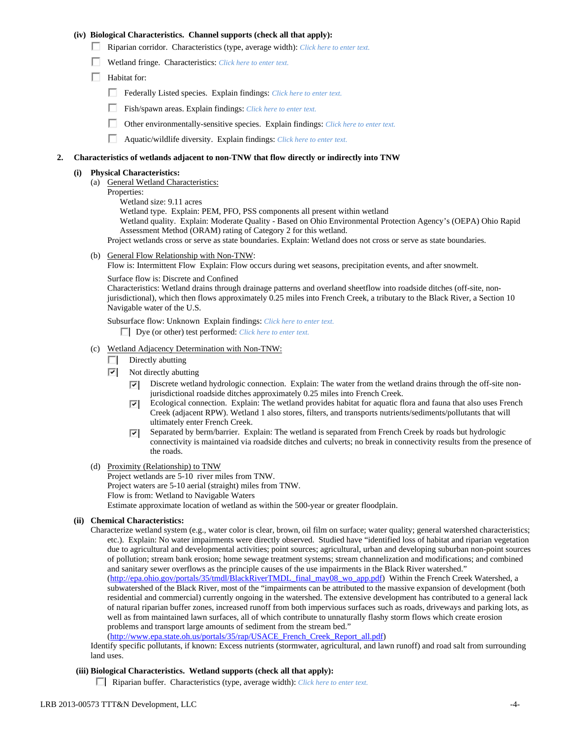**(iv) Biological Characteristics. Channel supports (check all that apply):**

☐ Riparian corridor. Characteristics (type, average width): *Click here to enter text.*

☐ Wetland fringe. Characteristics: *Click here to enter text.*

☐ Habitat for:

- ☐ Federally Listed species. Explain findings: *Click here to enter text.*
- ☐ Fish/spawn areas. Explain findings: *Click here to enter text.*
- ☐ Other environmentally-sensitive species. Explain findings: *Click here to enter text.*
- ☐ Aquatic/wildlife diversity. Explain findings: *Click here to enter text.*

**2. Characteristics of wetlands adjacent to non-TNW that flow directly or indirectly into TNW**

**(i) Physical Characteristics:**

(a) General Wetland Characteristics:

Properties:

Wetland size: 9.11 acres

Wetland type. Explain: PEM, PFO, PSS components all present within wetland

Wetland quality. Explain: Moderate Quality - Based on Ohio Environmental Protection Agency's (OEPA) Ohio Rapid Assessment Method (ORAM) rating of Category 2 for this wetland.

Project wetlands cross or serve as state boundaries. Explain: Wetland does not cross or serve as state boundaries.

(b) General Flow Relationship with Non-TNW:

Flow is: Intermittent Flow Explain: Flow occurs during wet seasons, precipitation events, and after snowmelt.

Surface flow is: Discrete and Confined

Characteristics: Wetland drains through drainage patterns and overland sheetflow into roadside ditches (off-site, non-jurisdictional), which then flows approximately 0.25 miles into French Creek, a tributary to the Black River, a Section 10 Navigable water of the U.S.

Subsurface flow: Unknown Explain findings: *Click here to enter text.*

☐ Dye (or other) test performed: *Click here to enter text.*

(c) Wetland Adjacency Determination with Non-TNW:

☐ Directly abutting

☑ Not directly abutting

- ☑ Discrete wetland hydrologic connection. Explain: The water from the wetland drains through the off-site non-jurisdictional roadside ditches approximately 0.25 miles into French Creek.
- ☑ Ecological connection. Explain: The wetland provides habitat for aquatic flora and fauna that also uses French Creek (adjacent RPW). Wetland 1 also stores, filters, and transports nutrients/sediments/pollutants that will ultimately enter French Creek.
- ☑ Separated by berm/barrier. Explain: The wetland is separated from French Creek by roads but hydrologic connectivity is maintained via roadside ditches and culverts; no break in connectivity results from the presence of the roads.

(d) Proximity (Relationship) to TNW

Project wetlands are 5-10 river miles from TNW.

Project waters are 5-10 aerial (straight) miles from TNW.

Flow is from: Wetland to Navigable Waters

Estimate approximate location of wetland as within the 500-year or greater floodplain.

**(ii) Chemical Characteristics:**

Characterize wetland system (e.g., water color is clear, brown, oil film on surface; water quality; general watershed characteristics; etc.). Explain: No water impairments were directly observed. Studied have "identified loss of habitat and riparian vegetation due to agricultural and developmental activities; point sources; agricultural, urban and developing suburban non-point sources of pollution; stream bank erosion; home sewage treatment systems; stream channelization and modifications; and combined and sanitary sewer overflows as the principle causes of the use impairments in the Black River watershed." (http://epa.ohio.gov/portals/35/tmdl/BlackRiverTMDL_final_may08_wo_app.pdf) Within the French Creek Watershed, a subwatershed of the Black River, most of the "impairments can be attributed to the massive expansion of development (both residential and commercial) currently ongoing in the watershed. The extensive development has contributed to a general lack of natural riparian buffer zones, increased runoff from both impervious surfaces such as roads, driveways and parking lots, as well as from maintained lawn surfaces, all of which contribute to unnaturally flashy storm flows which create erosion problems and transport large amounts of sediment from the stream bed." (http://www.epa.state.oh.us/portals/35/rap/USACE_French_Creek_Report_all.pdf)

Identify specific pollutants, if known: Excess nutrients (stormwater, agricultural, and lawn runoff) and road salt from surrounding land uses.

**(iii) Biological Characteristics. Wetland supports (check all that apply):**

☐ Riparian buffer. Characteristics (type, average width): *Click here to enter text.*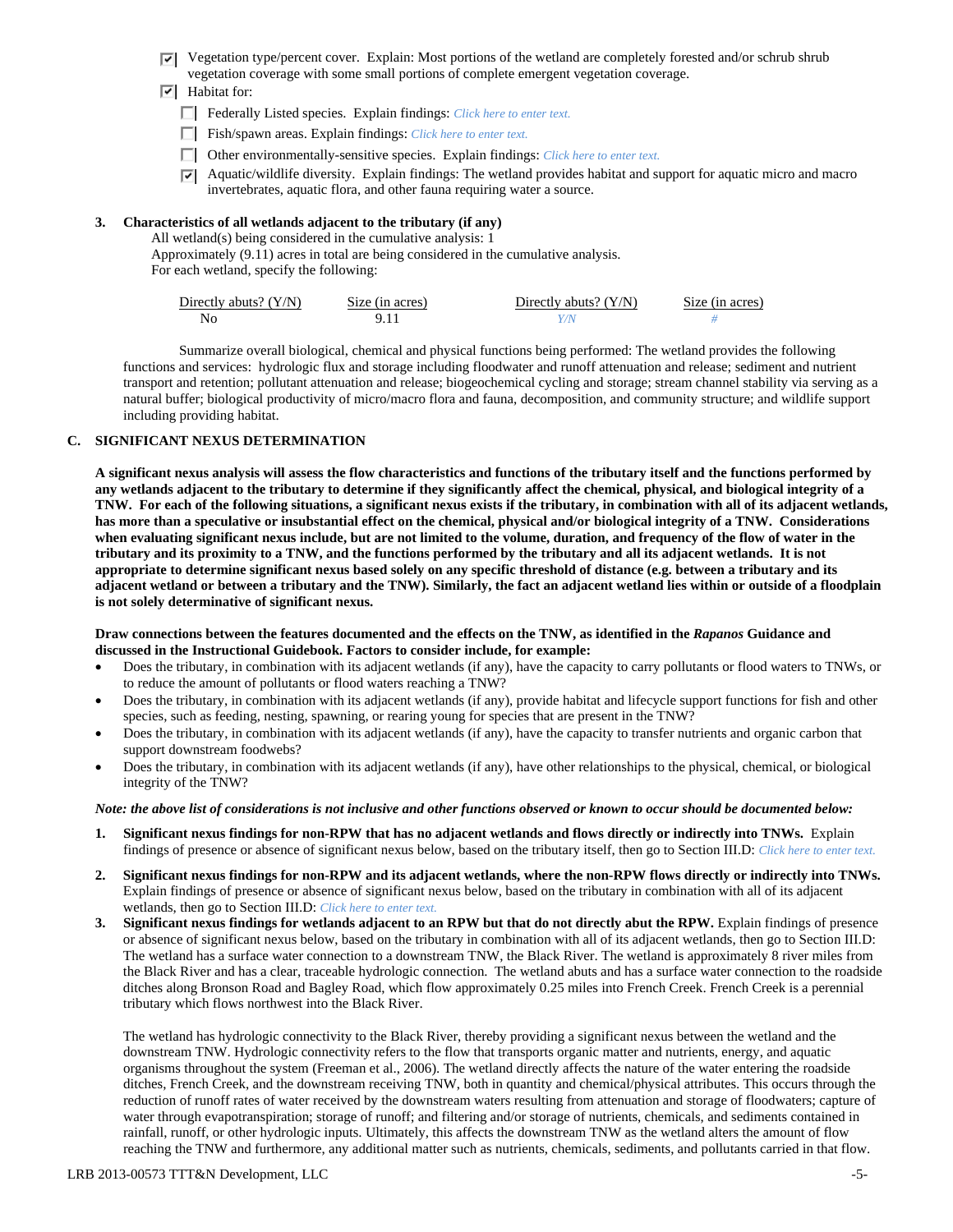- ☑ Vegetation type/percent cover. Explain: Most portions of the wetland are completely forested and/or schrub shrub vegetation coverage with some small portions of complete emergent vegetation coverage.
- ☑ Habitat for:
  - ☐ Federally Listed species. Explain findings: *Click here to enter text.*
  - ☐ Fish/spawn areas. Explain findings: *Click here to enter text.*
  - ☐ Other environmentally-sensitive species. Explain findings: *Click here to enter text.*
  - ☑ Aquatic/wildlife diversity. Explain findings: The wetland provides habitat and support for aquatic micro and macro invertebrates, aquatic flora, and other fauna requiring water a source.

**3. Characteristics of all wetlands adjacent to the tributary (if any)**

All wetland(s) being considered in the cumulative analysis: 1

Approximately (9.11) acres in total are being considered in the cumulative analysis.

For each wetland, specify the following:

| Directly abuts? (Y/N) | Size (in acres) | Directly abuts? (Y/N) | Size (in acres) |
|---|---|---|---|
| No | 9.11 | *Y/N* | *#* |

Summarize overall biological, chemical and physical functions being performed: The wetland provides the following functions and services: hydrologic flux and storage including floodwater and runoff attenuation and release; sediment and nutrient transport and retention; pollutant attenuation and release; biogeochemical cycling and storage; stream channel stability via serving as a natural buffer; biological productivity of micro/macro flora and fauna, decomposition, and community structure; and wildlife support including providing habitat.

## C. SIGNIFICANT NEXUS DETERMINATION

**A significant nexus analysis will assess the flow characteristics and functions of the tributary itself and the functions performed by any wetlands adjacent to the tributary to determine if they significantly affect the chemical, physical, and biological integrity of a TNW. For each of the following situations, a significant nexus exists if the tributary, in combination with all of its adjacent wetlands, has more than a speculative or insubstantial effect on the chemical, physical and/or biological integrity of a TNW. Considerations when evaluating significant nexus include, but are not limited to the volume, duration, and frequency of the flow of water in the tributary and its proximity to a TNW, and the functions performed by the tributary and all its adjacent wetlands. It is not appropriate to determine significant nexus based solely on any specific threshold of distance (e.g. between a tributary and its adjacent wetland or between a tributary and the TNW). Similarly, the fact an adjacent wetland lies within or outside of a floodplain is not solely determinative of significant nexus.**

**Draw connections between the features documented and the effects on the TNW, as identified in the *Rapanos* Guidance and discussed in the Instructional Guidebook. Factors to consider include, for example:**

- Does the tributary, in combination with its adjacent wetlands (if any), have the capacity to carry pollutants or flood waters to TNWs, or to reduce the amount of pollutants or flood waters reaching a TNW?
- Does the tributary, in combination with its adjacent wetlands (if any), provide habitat and lifecycle support functions for fish and other species, such as feeding, nesting, spawning, or rearing young for species that are present in the TNW?
- Does the tributary, in combination with its adjacent wetlands (if any), have the capacity to transfer nutrients and organic carbon that support downstream foodwebs?
- Does the tributary, in combination with its adjacent wetlands (if any), have other relationships to the physical, chemical, or biological integrity of the TNW?

***Note: the above list of considerations is not inclusive and other functions observed or known to occur should be documented below:***

1. **Significant nexus findings for non-RPW that has no adjacent wetlands and flows directly or indirectly into TNWs.** Explain findings of presence or absence of significant nexus below, based on the tributary itself, then go to Section III.D: *Click here to enter text.*

2. **Significant nexus findings for non-RPW and its adjacent wetlands, where the non-RPW flows directly or indirectly into TNWs.** Explain findings of presence or absence of significant nexus below, based on the tributary in combination with all of its adjacent wetlands, then go to Section III.D: *Click here to enter text.*

3. **Significant nexus findings for wetlands adjacent to an RPW but that do not directly abut the RPW.** Explain findings of presence or absence of significant nexus below, based on the tributary in combination with all of its adjacent wetlands, then go to Section III.D: The wetland has a surface water connection to a downstream TNW, the Black River. The wetland is approximately 8 river miles from the Black River and has a clear, traceable hydrologic connection. The wetland abuts and has a surface water connection to the roadside ditches along Bronson Road and Bagley Road, which flow approximately 0.25 miles into French Creek. French Creek is a perennial tributary which flows northwest into the Black River.

   The wetland has hydrologic connectivity to the Black River, thereby providing a significant nexus between the wetland and the downstream TNW. Hydrologic connectivity refers to the flow that transports organic matter and nutrients, energy, and aquatic organisms throughout the system (Freeman et al., 2006). The wetland directly affects the nature of the water entering the roadside ditches, French Creek, and the downstream receiving TNW, both in quantity and chemical/physical attributes. This occurs through the reduction of runoff rates of water received by the downstream waters resulting from attenuation and storage of floodwaters; capture of water through evapotranspiration; storage of runoff; and filtering and/or storage of nutrients, chemicals, and sediments contained in rainfall, runoff, or other hydrologic inputs. Ultimately, this affects the downstream TNW as the wetland alters the amount of flow reaching the TNW and furthermore, any additional matter such as nutrients, chemicals, sediments, and pollutants carried in that flow.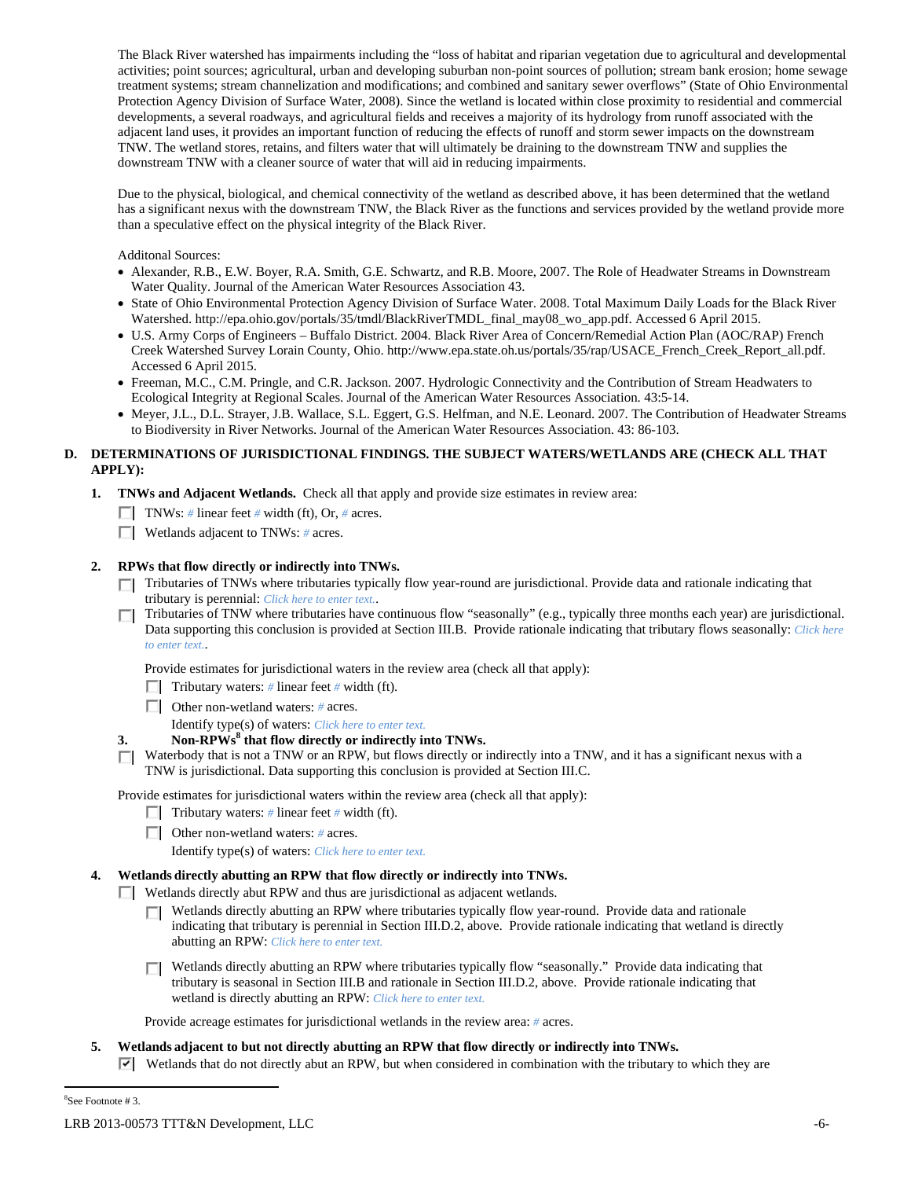The Black River watershed has impairments including the "loss of habitat and riparian vegetation due to agricultural and developmental activities; point sources; agricultural, urban and developing suburban non-point sources of pollution; stream bank erosion; home sewage treatment systems; stream channelization and modifications; and combined and sanitary sewer overflows" (State of Ohio Environmental Protection Agency Division of Surface Water, 2008). Since the wetland is located within close proximity to residential and commercial developments, a several roadways, and agricultural fields and receives a majority of its hydrology from runoff associated with the adjacent land uses, it provides an important function of reducing the effects of runoff and storm sewer impacts on the downstream TNW. The wetland stores, retains, and filters water that will ultimately be draining to the downstream TNW and supplies the downstream TNW with a cleaner source of water that will aid in reducing impairments.

Due to the physical, biological, and chemical connectivity of the wetland as described above, it has been determined that the wetland has a significant nexus with the downstream TNW, the Black River as the functions and services provided by the wetland provide more than a speculative effect on the physical integrity of the Black River.

Additonal Sources:

- Alexander, R.B., E.W. Boyer, R.A. Smith, G.E. Schwartz, and R.B. Moore, 2007. The Role of Headwater Streams in Downstream Water Quality. Journal of the American Water Resources Association 43.
- State of Ohio Environmental Protection Agency Division of Surface Water. 2008. Total Maximum Daily Loads for the Black River Watershed. http://epa.ohio.gov/portals/35/tmdl/BlackRiverTMDL_final_may08_wo_app.pdf. Accessed 6 April 2015.
- U.S. Army Corps of Engineers – Buffalo District. 2004. Black River Area of Concern/Remedial Action Plan (AOC/RAP) French Creek Watershed Survey Lorain County, Ohio. http://www.epa.state.oh.us/portals/35/rap/USACE_French_Creek_Report_all.pdf. Accessed 6 April 2015.
- Freeman, M.C., C.M. Pringle, and C.R. Jackson. 2007. Hydrologic Connectivity and the Contribution of Stream Headwaters to Ecological Integrity at Regional Scales. Journal of the American Water Resources Association. 43:5-14.
- Meyer, J.L., D.L. Strayer, J.B. Wallace, S.L. Eggert, G.S. Helfman, and N.E. Leonard. 2007. The Contribution of Headwater Streams to Biodiversity in River Networks. Journal of the American Water Resources Association. 43: 86-103.

## D. DETERMINATIONS OF JURISDICTIONAL FINDINGS. THE SUBJECT WATERS/WETLANDS ARE (CHECK ALL THAT APPLY):

**1. TNWs and Adjacent Wetlands.** Check all that apply and provide size estimates in review area:

- ☐ TNWs: # linear feet # width (ft), Or, # acres.
- ☐ Wetlands adjacent to TNWs: # acres.

**2. RPWs that flow directly or indirectly into TNWs.**

- ☐ Tributaries of TNWs where tributaries typically flow year-round are jurisdictional. Provide data and rationale indicating that tributary is perennial: *Click here to enter text.*.
- ☐ Tributaries of TNW where tributaries have continuous flow "seasonally" (e.g., typically three months each year) are jurisdictional. Data supporting this conclusion is provided at Section III.B. Provide rationale indicating that tributary flows seasonally: *Click here to enter text.*.

Provide estimates for jurisdictional waters in the review area (check all that apply):

- ☐ Tributary waters: # linear feet # width (ft).
- ☐ Other non-wetland waters: # acres.
  Identify type(s) of waters: *Click here to enter text.*

**3. Non-RPWs[8] that flow directly or indirectly into TNWs.**

- ☐ Waterbody that is not a TNW or an RPW, but flows directly or indirectly into a TNW, and it has a significant nexus with a TNW is jurisdictional. Data supporting this conclusion is provided at Section III.C.

Provide estimates for jurisdictional waters within the review area (check all that apply):

- ☐ Tributary waters: # linear feet # width (ft).
- ☐ Other non-wetland waters: # acres.
  Identify type(s) of waters: *Click here to enter text.*

**4. Wetlands directly abutting an RPW that flow directly or indirectly into TNWs.**

- ☐ Wetlands directly abut RPW and thus are jurisdictional as adjacent wetlands.
  - ☐ Wetlands directly abutting an RPW where tributaries typically flow year-round. Provide data and rationale indicating that tributary is perennial in Section III.D.2, above. Provide rationale indicating that wetland is directly abutting an RPW: *Click here to enter text.*
  - ☐ Wetlands directly abutting an RPW where tributaries typically flow "seasonally." Provide data indicating that tributary is seasonal in Section III.B and rationale in Section III.D.2, above. Provide rationale indicating that wetland is directly abutting an RPW: *Click here to enter text.*

Provide acreage estimates for jurisdictional wetlands in the review area: # acres.

**5. Wetlands adjacent to but not directly abutting an RPW that flow directly or indirectly into TNWs.**

- ☑ Wetlands that do not directly abut an RPW, but when considered in combination with the tributary to which they are

[8]See Footnote # 3.

LRB 2013-00573 TTT&N Development, LLC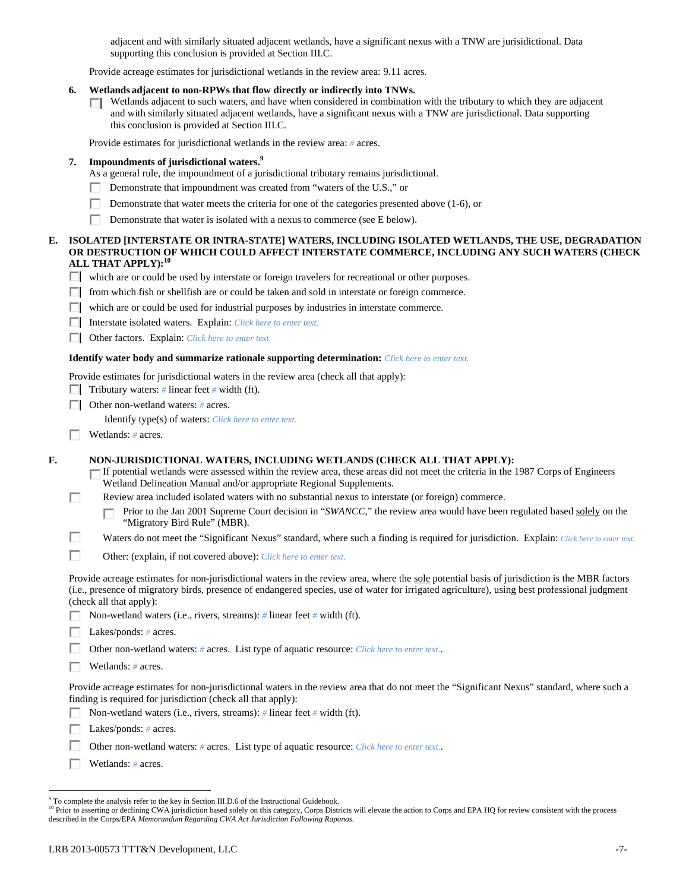adjacent and with similarly situated adjacent wetlands, have a significant nexus with a TNW are jurisidictional. Data supporting this conclusion is provided at Section III.C.

Provide acreage estimates for jurisdictional wetlands in the review area: 9.11 acres.

**6. Wetlands adjacent to non-RPWs that flow directly or indirectly into TNWs.**

☐ Wetlands adjacent to such waters, and have when considered in combination with the tributary to which they are adjacent and with similarly situated adjacent wetlands, have a significant nexus with a TNW are jurisidictional. Data supporting this conclusion is provided at Section III.C.

Provide estimates for jurisdictional wetlands in the review area: # acres.

**7. Impoundments of jurisdictional waters.**[9]

As a general rule, the impoundment of a jurisdictional tributary remains jurisdictional.

☐ Demonstrate that impoundment was created from "waters of the U.S.," or

☐ Demonstrate that water meets the criteria for one of the categories presented above (1-6), or

☐ Demonstrate that water is isolated with a nexus to commerce (see E below).

**E. ISOLATED [INTERSTATE OR INTRA-STATE] WATERS, INCLUDING ISOLATED WETLANDS, THE USE, DEGRADATION OR DESTRUCTION OF WHICH COULD AFFECT INTERSTATE COMMERCE, INCLUDING ANY SUCH WATERS (CHECK ALL THAT APPLY):**[10]

☐ which are or could be used by interstate or foreign travelers for recreational or other purposes.

☐ from which fish or shellfish are or could be taken and sold in interstate or foreign commerce.

☐ which are or could be used for industrial purposes by industries in interstate commerce.

☐ Interstate isolated waters. Explain: *Click here to enter text.*

☐ Other factors. Explain: *Click here to enter text.*

**Identify water body and summarize rationale supporting determination:** *Click here to enter text.*

Provide estimates for jurisdictional waters in the review area (check all that apply):

☐ Tributary waters: # linear feet # width (ft).

☐ Other non-wetland waters: # acres.

Identify type(s) of waters: *Click here to enter text.*

☐ Wetlands: # acres.

**F. NON-JURISDICTIONAL WATERS, INCLUDING WETLANDS (CHECK ALL THAT APPLY):**

☐ If potential wetlands were assessed within the review area, these areas did not meet the criteria in the 1987 Corps of Engineers Wetland Delineation Manual and/or appropriate Regional Supplements.

☐ Review area included isolated waters with no substantial nexus to interstate (or foreign) commerce.

☐ Prior to the Jan 2001 Supreme Court decision in "*SWANCC*," the review area would have been regulated based solely on the "Migratory Bird Rule" (MBR).

☐ Waters do not meet the "Significant Nexus" standard, where such a finding is required for jurisdiction. Explain: *Click here to enter text.*

☐ Other: (explain, if not covered above): *Click here to enter text.*

Provide acreage estimates for non-jurisdictional waters in the review area, where the sole potential basis of jurisdiction is the MBR factors (i.e., presence of migratory birds, presence of endangered species, use of water for irrigated agriculture), using best professional judgment (check all that apply):

☐ Non-wetland waters (i.e., rivers, streams): # linear feet # width (ft).

☐ Lakes/ponds: # acres.

☐ Other non-wetland waters: # acres. List type of aquatic resource: *Click here to enter text.*.

☐ Wetlands: # acres.

Provide acreage estimates for non-jurisdictional waters in the review area that do not meet the "Significant Nexus" standard, where such a finding is required for jurisdiction (check all that apply):

☐ Non-wetland waters (i.e., rivers, streams): # linear feet # width (ft).

☐ Lakes/ponds: # acres.

☐ Other non-wetland waters: # acres. List type of aquatic resource: *Click here to enter text.*.

☐ Wetlands: # acres.

---

[9] To complete the analysis refer to the key in Section III.D.6 of the Instructional Guidebook.

[10] Prior to asserting or declining CWA jurisdiction based solely on this category, Corps Districts will elevate the action to Corps and EPA HQ for review consistent with the process described in the Corps/EPA *Memorandum Regarding CWA Act Jurisdiction Following Rapanos.*

LRB 2013-00573 TTT&N Development, LLC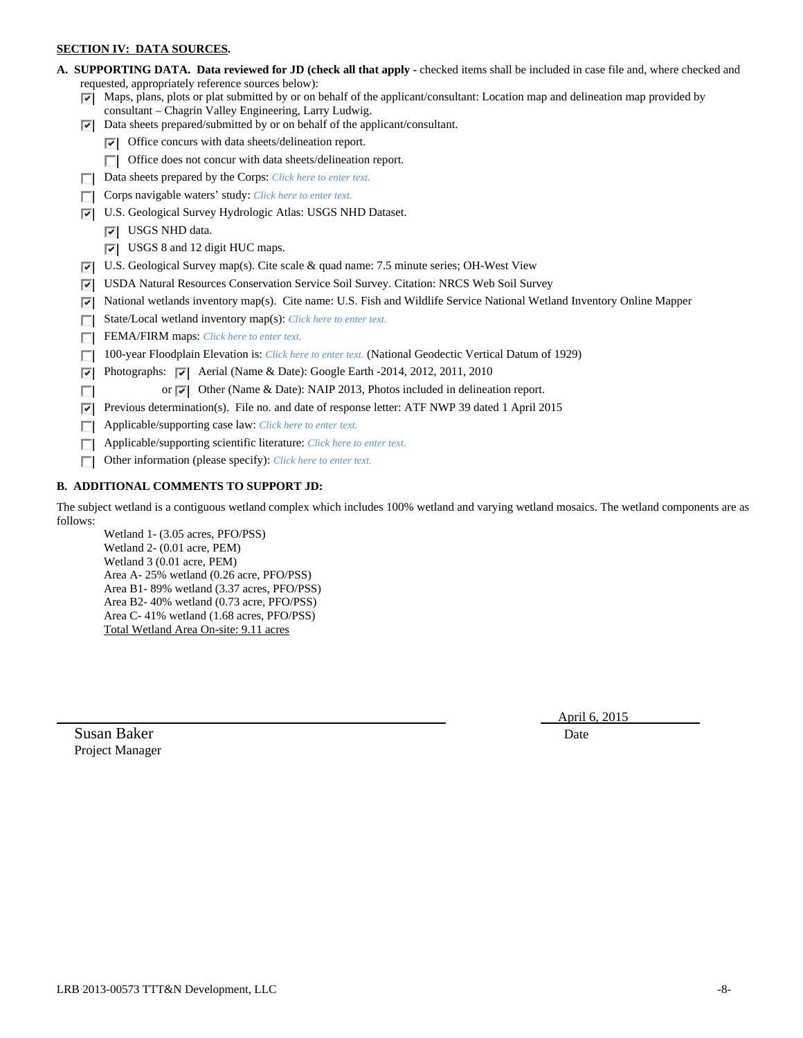**SECTION IV: DATA SOURCES.**

**A. SUPPORTING DATA. Data reviewed for JD (check all that apply -** checked items shall be included in case file and, where checked and requested, appropriately reference sources below):

- ☑ Maps, plans, plots or plat submitted by or on behalf of the applicant/consultant: Location map and delineation map provided by consultant – Chagrin Valley Engineering, Larry Ludwig.
- ☑ Data sheets prepared/submitted by or on behalf of the applicant/consultant.
  - ☑ Office concurs with data sheets/delineation report.
  - ☐ Office does not concur with data sheets/delineation report.
- ☐ Data sheets prepared by the Corps: *Click here to enter text.*
- ☐ Corps navigable waters' study: *Click here to enter text.*
- ☑ U.S. Geological Survey Hydrologic Atlas: USGS NHD Dataset.
  - ☑ USGS NHD data.
  - ☑ USGS 8 and 12 digit HUC maps.
- ☑ U.S. Geological Survey map(s). Cite scale & quad name: 7.5 minute series; OH-West View
- ☑ USDA Natural Resources Conservation Service Soil Survey. Citation: NRCS Web Soil Survey
- ☑ National wetlands inventory map(s). Cite name: U.S. Fish and Wildlife Service National Wetland Inventory Online Mapper
- ☐ State/Local wetland inventory map(s): *Click here to enter text.*
- ☐ FEMA/FIRM maps: *Click here to enter text.*
- ☐ 100-year Floodplain Elevation is: *Click here to enter text.* (National Geodectic Vertical Datum of 1929)
- ☑ Photographs: ☑ Aerial (Name & Date): Google Earth -2014, 2012, 2011, 2010
- ☐ or ☑ Other (Name & Date): NAIP 2013, Photos included in delineation report.
- ☑ Previous determination(s). File no. and date of response letter: ATF NWP 39 dated 1 April 2015
- ☐ Applicable/supporting case law: *Click here to enter text.*
- ☐ Applicable/supporting scientific literature: *Click here to enter text.*
- ☐ Other information (please specify): *Click here to enter text.*

**B. ADDITIONAL COMMENTS TO SUPPORT JD:**

The subject wetland is a contiguous wetland complex which includes 100% wetland and varying wetland mosaics. The wetland components are as follows:

Wetland 1- (3.05 acres, PFO/PSS)
Wetland 2- (0.01 acre, PEM)
Wetland 3 (0.01 acre, PEM)
Area A- 25% wetland (0.26 acre, PFO/PSS)
Area B1- 89% wetland (3.37 acres, PFO/PSS)
Area B2- 40% wetland (0.73 acre, PFO/PSS)
Area C- 41% wetland (1.68 acres, PFO/PSS)
Total Wetland Area On-site: 9.11 acres

Susan Baker
Project Manager

April 6, 2015
Date